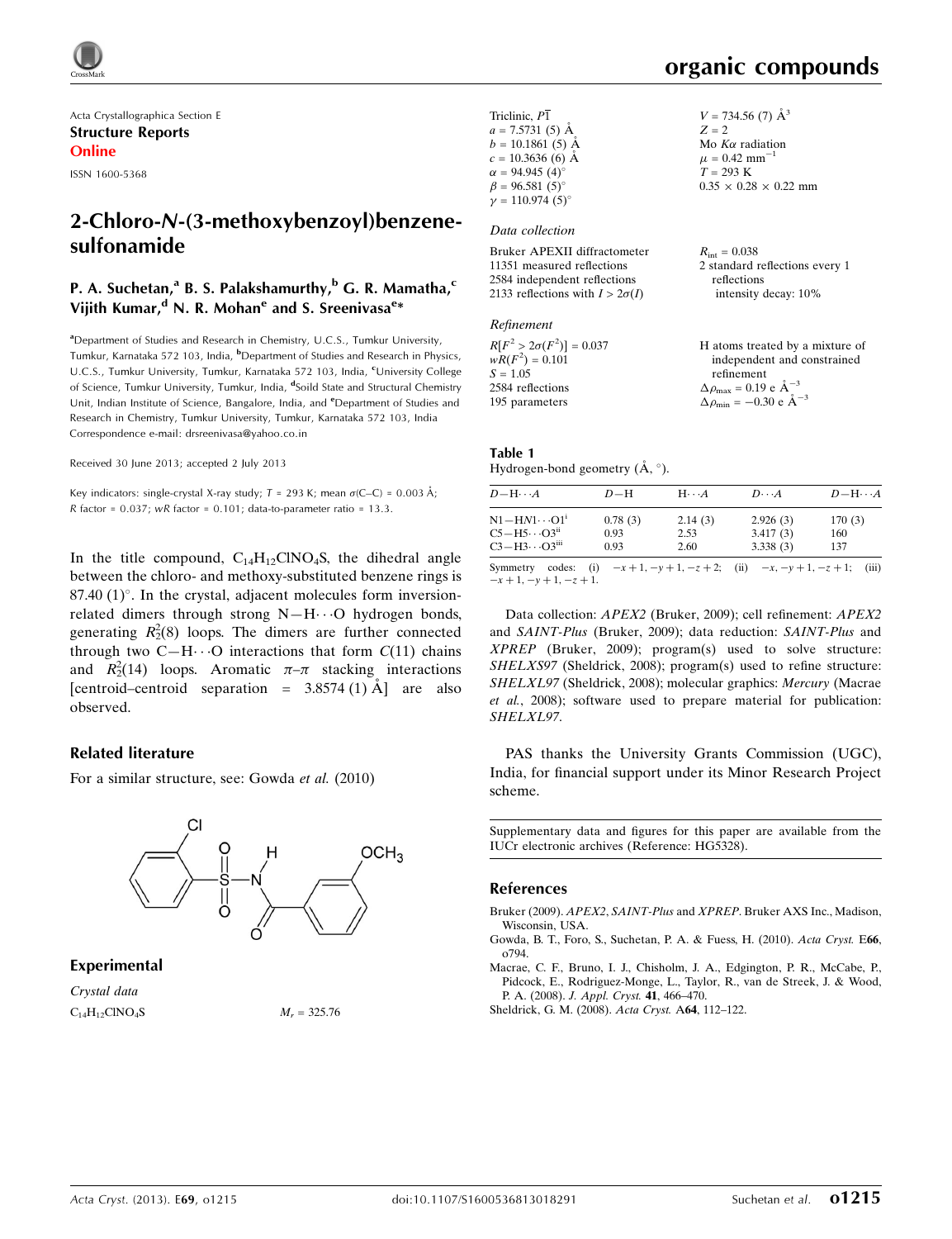Acta Crystallographica Section E
**Structure Reports Online**
ISSN 1600-5368

# 2-Chloro-*N*-(3-methoxybenzoyl)benzenesulfonamide

**P. A. Suchetan,[a] B. S. Palakshamurthy,[b] G. R. Mamatha,[c] Vijith Kumar,[d] N. R. Mohan[e] and S. Sreenivasa[e]***

[a]Department of Studies and Research in Chemistry, U.C.S., Tumkur University, Tumkur, Karnataka 572 103, India, [b]Department of Studies and Research in Physics, U.C.S., Tumkur University, Tumkur, Karnataka 572 103, India, [c]University College of Science, Tumkur University, Tumkur, India, [d]Soild State and Structural Chemistry Unit, Indian Institute of Science, Bangalore, India, and [e]Department of Studies and Research in Chemistry, Tumkur University, Tumkur, Karnataka 572 103, India
Correspondence e-mail: drsreenivasa@yahoo.co.in

Received 30 June 2013; accepted 2 July 2013

Key indicators: single-crystal X-ray study; $T$ = 293 K; mean $\sigma$(C–C) = 0.003 Å; $R$ factor = 0.037; $wR$ factor = 0.101; data-to-parameter ratio = 13.3.

In the title compound, $C_{14}H_{12}ClNO_4S$, the dihedral angle between the chloro- and methoxy-substituted benzene rings is 87.40 (1)°. In the crystal, adjacent molecules form inversion-related dimers through strong N—H⋯O hydrogen bonds, generating $R_2^2(8)$ loops. The dimers are further connected through two C—H⋯O interactions that form $C(11)$ chains and $R_2^2(14)$ loops. Aromatic $\pi$–$\pi$ stacking interactions [centroid–centroid separation = 3.8574 (1) Å] are also observed.

## Related literature

For a similar structure, see: Gowda *et al.* (2010)

## Experimental

### Crystal data

$C_{14}H_{12}ClNO_4S$
$M_r$ = 325.76
Triclinic, $P\overline{1}$
$a$ = 7.5731 (5) Å
$b$ = 10.1861 (5) Å
$c$ = 10.3636 (6) Å
$\alpha$ = 94.945 (4)°
$\beta$ = 96.581 (5)°
$\gamma$ = 110.974 (5)°
$V$ = 734.56 (7) Å$^3$
$Z$ = 2
Mo $K\alpha$ radiation
$\mu$ = 0.42 mm$^{-1}$
$T$ = 293 K
0.35 × 0.28 × 0.22 mm

### Data collection

Bruker APEXII diffractometer
11351 measured reflections
2584 independent reflections
2133 reflections with $I > 2\sigma(I)$
$R_{int}$ = 0.038
2 standard reflections every 1 reflections
intensity decay: 10%

### Refinement

$R[F^2 > 2\sigma(F^2)]$ = 0.037
$wR(F^2)$ = 0.101
$S$ = 1.05
2584 reflections
195 parameters
H atoms treated by a mixture of independent and constrained refinement
$\Delta\rho_{max}$ = 0.19 e Å$^{-3}$
$\Delta\rho_{min}$ = −0.30 e Å$^{-3}$

**Table 1**
Hydrogen-bond geometry (Å, °).

| $D$—H⋯$A$ | $D$—H | H⋯$A$ | $D$⋯$A$ | $D$—H⋯$A$ |
|---|---|---|---|---|
| N1—HN1⋯O1$^{i}$ | 0.78 (3) | 2.14 (3) | 2.926 (3) | 170 (3) |
| C5—H5⋯O3$^{ii}$ | 0.93 | 2.53 | 3.417 (3) | 160 |
| C3—H3⋯O3$^{iii}$ | 0.93 | 2.60 | 3.338 (3) | 137 |

Symmetry codes: (i) $-x+1, -y+1, -z+2$; (ii) $-x, -y+1, -z+1$; (iii) $-x+1, -y+1, -z+1$.

Data collection: *APEX2* (Bruker, 2009); cell refinement: *APEX2* and *SAINT-Plus* (Bruker, 2009); data reduction: *SAINT-Plus* and *XPREP* (Bruker, 2009); program(s) used to solve structure: *SHELXS97* (Sheldrick, 2008); program(s) used to refine structure: *SHELXL97* (Sheldrick, 2008); molecular graphics: *Mercury* (Macrae *et al.*, 2008); software used to prepare material for publication: *SHELXL97*.

PAS thanks the University Grants Commission (UGC), India, for financial support under its Minor Research Project scheme.

Supplementary data and figures for this paper are available from the IUCr electronic archives (Reference: HG5328).

## References

Bruker (2009). *APEX2*, *SAINT-Plus* and *XPREP*. Bruker AXS Inc., Madison, Wisconsin, USA.
Gowda, B. T., Foro, S., Suchetan, P. A. & Fuess, H. (2010). *Acta Cryst.* E**66**, o794.
Macrae, C. F., Bruno, I. J., Chisholm, J. A., Edgington, P. R., McCabe, P., Pidcock, E., Rodriguez-Monge, L., Taylor, R., van de Streek, J. & Wood, P. A. (2008). *J. Appl. Cryst.* **41**, 466–470.
Sheldrick, G. M. (2008). *Acta Cryst.* A**64**, 112–122.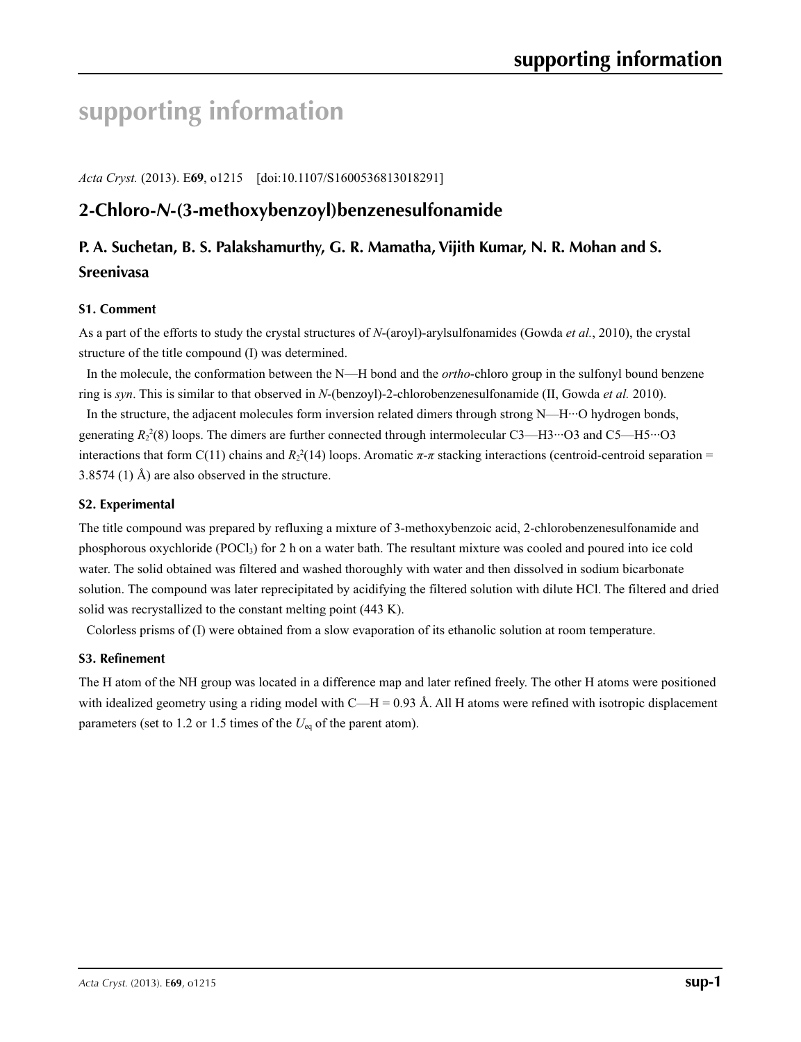# supporting information

*Acta Cryst.* (2013). E**69**, o1215 [doi:10.1107/S1600536813018291]

## 2-Chloro-*N*-(3-methoxybenzoyl)benzenesulfonamide

### P. A. Suchetan, B. S. Palakshamurthy, G. R. Mamatha, Vijith Kumar, N. R. Mohan and S. Sreenivasa

#### S1. Comment

As a part of the efforts to study the crystal structures of *N*-(aroyl)-arylsulfonamides (Gowda *et al.*, 2010), the crystal structure of the title compound (I) was determined.

In the molecule, the conformation between the N—H bond and the *ortho*-chloro group in the sulfonyl bound benzene ring is *syn*. This is similar to that observed in *N*-(benzoyl)-2-chlorobenzenesulfonamide (II, Gowda *et al.* 2010).

In the structure, the adjacent molecules form inversion related dimers through strong N—H···O hydrogen bonds, generating $R_2^2(8)$ loops. The dimers are further connected through intermolecular C3—H3···O3 and C5—H5···O3 interactions that form C(11) chains and $R_2^2(14)$ loops. Aromatic *π*-*π* stacking interactions (centroid-centroid separation = 3.8574 (1) Å) are also observed in the structure.

#### S2. Experimental

The title compound was prepared by refluxing a mixture of 3-methoxybenzoic acid, 2-chlorobenzenesulfonamide and phosphorous oxychloride ($POCl_3$) for 2 h on a water bath. The resultant mixture was cooled and poured into ice cold water. The solid obtained was filtered and washed thoroughly with water and then dissolved in sodium bicarbonate solution. The compound was later reprecipitated by acidifying the filtered solution with dilute HCl. The filtered and dried solid was recrystallized to the constant melting point (443 K).

Colorless prisms of (I) were obtained from a slow evaporation of its ethanolic solution at room temperature.

#### S3. Refinement

The H atom of the NH group was located in a difference map and later refined freely. The other H atoms were positioned with idealized geometry using a riding model with C—H = 0.93 Å. All H atoms were refined with isotropic displacement parameters (set to 1.2 or 1.5 times of the $U_{eq}$ of the parent atom).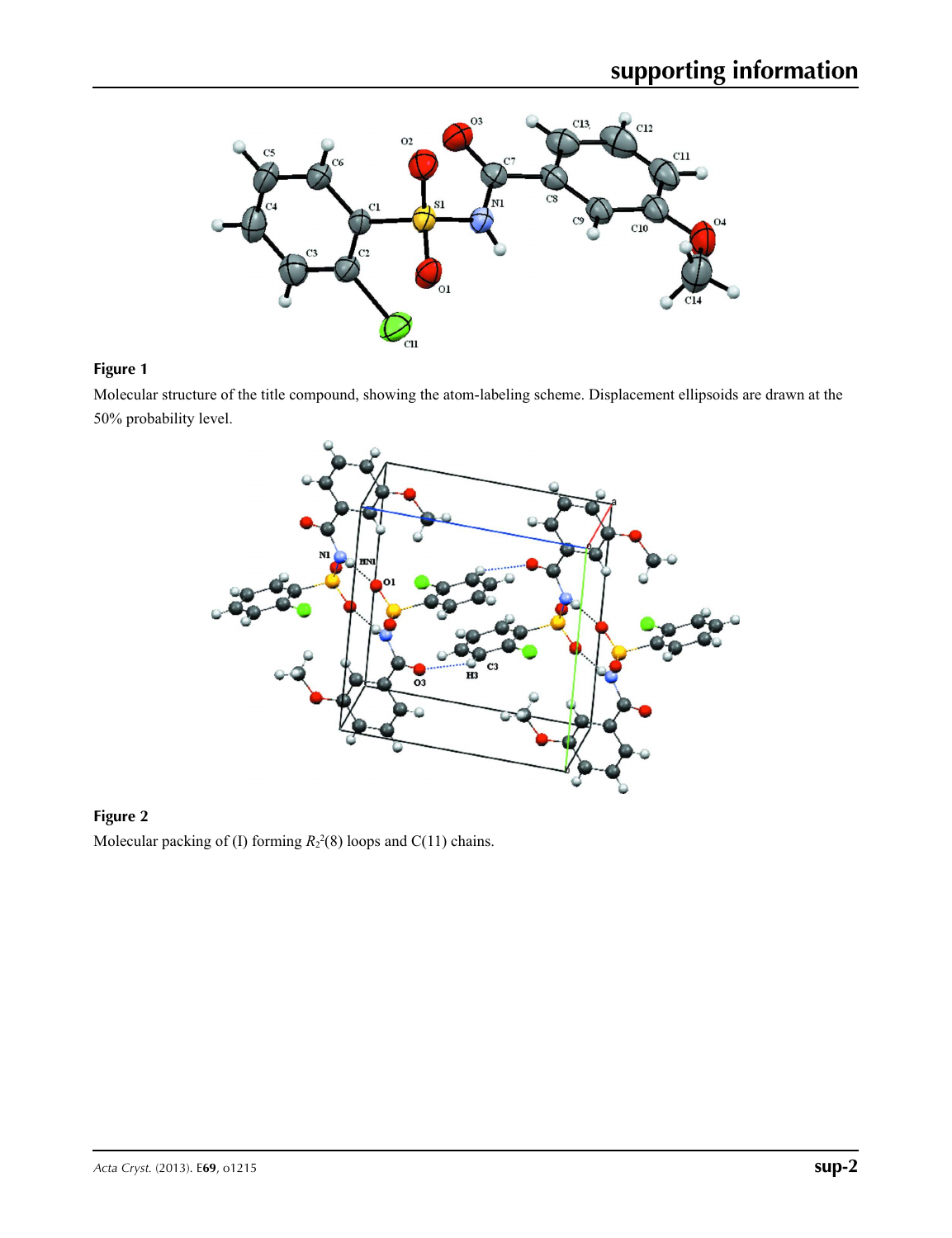**Figure 1**

Molecular structure of the title compound, showing the atom-labeling scheme. Displacement ellipsoids are drawn at the 50% probability level.

**Figure 2**

Molecular packing of (I) forming $R_2^2(8)$ loops and C(11) chains.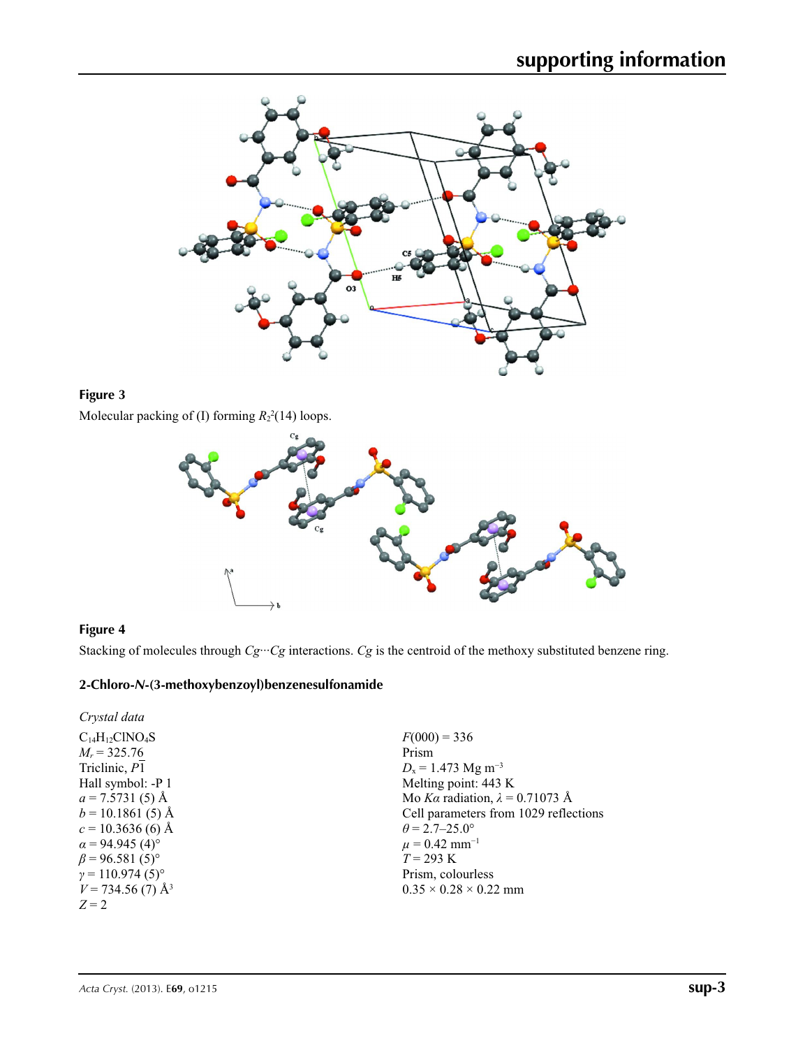**Figure 3**

Molecular packing of (I) forming $R_2^2(14)$ loops.

**Figure 4**

Stacking of molecules through *Cg*···*Cg* interactions. *Cg* is the centroid of the methoxy substituted benzene ring.

## 2-Chloro-*N*-(3-methoxybenzoyl)benzenesulfonamide

### *Crystal data*

$C_{14}H_{12}ClNO_4S$
$M_r = 325.76$
Triclinic, $P\overline{1}$
Hall symbol: -P 1
$a = 7.5731$ (5) Å
$b = 10.1861$ (5) Å
$c = 10.3636$ (6) Å
$\alpha = 94.945$ (4)°
$\beta = 96.581$ (5)°
$\gamma = 110.974$ (5)°
$V = 734.56$ (7) Å$^3$
$Z = 2$

$F(000) = 336$
Prism
$D_x = 1.473$ Mg m$^{-3}$
Melting point: 443 K
Mo *Kα* radiation, $\lambda = 0.71073$ Å
Cell parameters from 1029 reflections
$\theta = 2.7$–25.0°
$\mu = 0.42$ mm$^{-1}$
$T = 293$ K
Prism, colourless
0.35 × 0.28 × 0.22 mm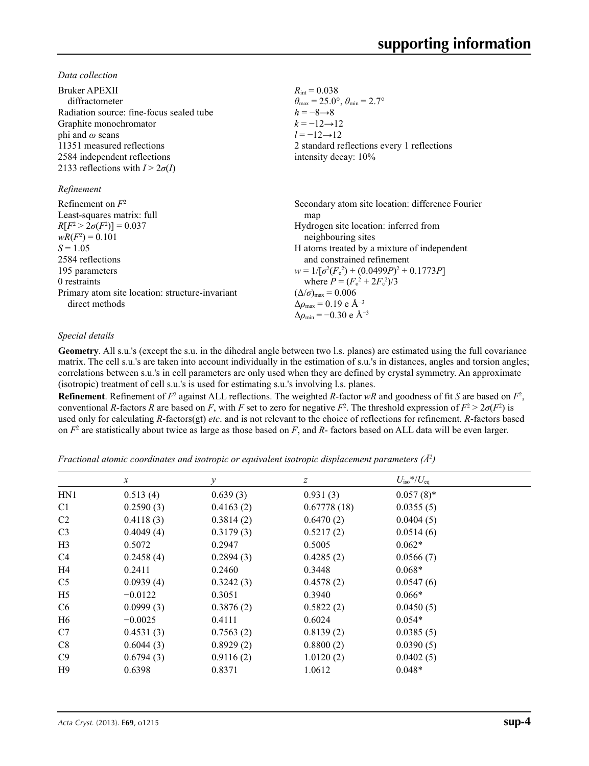*Data collection*

Bruker APEXII diffractometer
Radiation source: fine-focus sealed tube
Graphite monochromator
phi and $\omega$ scans
11351 measured reflections
2584 independent reflections
2133 reflections with $I > 2\sigma(I)$
$R_{int} = 0.038$
$\theta_{max} = 25.0°$, $\theta_{min} = 2.7°$
$h = -8 \rightarrow 8$
$k = -12 \rightarrow 12$
$l = -12 \rightarrow 12$
2 standard reflections every 1 reflections
intensity decay: 10%

*Refinement*

Refinement on $F^2$
Least-squares matrix: full
$R[F^2 > 2\sigma(F^2)] = 0.037$
$wR(F^2) = 0.101$
$S = 1.05$
2584 reflections
195 parameters
0 restraints
Primary atom site location: structure-invariant direct methods
Secondary atom site location: difference Fourier map
Hydrogen site location: inferred from neighbouring sites
H atoms treated by a mixture of independent and constrained refinement
$w = 1/[\sigma^2(F_o^2) + (0.0499P)^2 + 0.1773P]$ where $P = (F_o^2 + 2F_c^2)/3$
$(\Delta/\sigma)_{max} = 0.006$
$\Delta\rho_{max} = 0.19$ e Å$^{-3}$
$\Delta\rho_{min} = -0.30$ e Å$^{-3}$

*Special details*

**Geometry**. All s.u.'s (except the s.u. in the dihedral angle between two l.s. planes) are estimated using the full covariance matrix. The cell s.u.'s are taken into account individually in the estimation of s.u.'s in distances, angles and torsion angles; correlations between s.u.'s in cell parameters are only used when they are defined by crystal symmetry. An approximate (isotropic) treatment of cell s.u.'s is used for estimating s.u.'s involving l.s. planes.

**Refinement**. Refinement of $F^2$ against ALL reflections. The weighted $R$-factor $wR$ and goodness of fit $S$ are based on $F^2$, conventional $R$-factors $R$ are based on $F$, with $F$ set to zero for negative $F^2$. The threshold expression of $F^2 > 2\sigma(F^2)$ is used only for calculating $R$-factors(gt) *etc*. and is not relevant to the choice of reflections for refinement. $R$-factors based on $F^2$ are statistically about twice as large as those based on $F$, and $R$- factors based on ALL data will be even larger.

*Fractional atomic coordinates and isotropic or equivalent isotropic displacement parameters (Å$^2$)*

| | $x$ | $y$ | $z$ | $U_{iso}$\*/$U_{eq}$ |
|---|---|---|---|---|
| HN1 | 0.513 (4) | 0.639 (3) | 0.931 (3) | 0.057 (8)* |
| C1 | 0.2590 (3) | 0.4163 (2) | 0.67778 (18) | 0.0355 (5) |
| C2 | 0.4118 (3) | 0.3814 (2) | 0.6470 (2) | 0.0404 (5) |
| C3 | 0.4049 (4) | 0.3179 (3) | 0.5217 (2) | 0.0514 (6) |
| H3 | 0.5072 | 0.2947 | 0.5005 | 0.062* |
| C4 | 0.2458 (4) | 0.2894 (3) | 0.4285 (2) | 0.0566 (7) |
| H4 | 0.2411 | 0.2460 | 0.3448 | 0.068* |
| C5 | 0.0939 (4) | 0.3242 (3) | 0.4578 (2) | 0.0547 (6) |
| H5 | −0.0122 | 0.3051 | 0.3940 | 0.066* |
| C6 | 0.0999 (3) | 0.3876 (2) | 0.5822 (2) | 0.0450 (5) |
| H6 | −0.0025 | 0.4111 | 0.6024 | 0.054* |
| C7 | 0.4531 (3) | 0.7563 (2) | 0.8139 (2) | 0.0385 (5) |
| C8 | 0.6044 (3) | 0.8929 (2) | 0.8800 (2) | 0.0390 (5) |
| C9 | 0.6794 (3) | 0.9116 (2) | 1.0120 (2) | 0.0402 (5) |
| H9 | 0.6398 | 0.8371 | 1.0612 | 0.048* |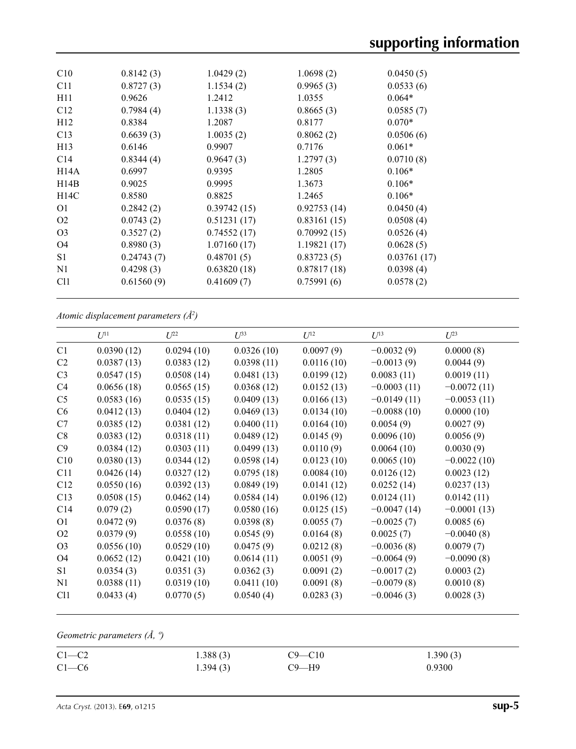| | | | | |
|---|---|---|---|---|
| C10 | 0.8142 (3) | 1.0429 (2) | 1.0698 (2) | 0.0450 (5) |
| C11 | 0.8727 (3) | 1.1534 (2) | 0.9965 (3) | 0.0533 (6) |
| H11 | 0.9626 | 1.2412 | 1.0355 | 0.064* |
| C12 | 0.7984 (4) | 1.1338 (3) | 0.8665 (3) | 0.0585 (7) |
| H12 | 0.8384 | 1.2087 | 0.8177 | 0.070* |
| C13 | 0.6639 (3) | 1.0035 (2) | 0.8062 (2) | 0.0506 (6) |
| H13 | 0.6146 | 0.9907 | 0.7176 | 0.061* |
| C14 | 0.8344 (4) | 0.9647 (3) | 1.2797 (3) | 0.0710 (8) |
| H14A | 0.6997 | 0.9395 | 1.2805 | 0.106* |
| H14B | 0.9025 | 0.9995 | 1.3673 | 0.106* |
| H14C | 0.8580 | 0.8825 | 1.2465 | 0.106* |
| O1 | 0.2842 (2) | 0.39742 (15) | 0.92753 (14) | 0.0450 (4) |
| O2 | 0.0743 (2) | 0.51231 (17) | 0.83161 (15) | 0.0508 (4) |
| O3 | 0.3527 (2) | 0.74552 (17) | 0.70992 (15) | 0.0526 (4) |
| O4 | 0.8980 (3) | 1.07160 (17) | 1.19821 (17) | 0.0628 (5) |
| S1 | 0.24743 (7) | 0.48701 (5) | 0.83723 (5) | 0.03761 (17) |
| N1 | 0.4298 (3) | 0.63820 (18) | 0.87817 (18) | 0.0398 (4) |
| Cl1 | 0.61560 (9) | 0.41609 (7) | 0.75991 (6) | 0.0578 (2) |

*Atomic displacement parameters (Å²)*

| | $U^{11}$ | $U^{22}$ | $U^{33}$ | $U^{12}$ | $U^{13}$ | $U^{23}$ |
|---|---|---|---|---|---|---|
| C1 | 0.0390 (12) | 0.0294 (10) | 0.0326 (10) | 0.0097 (9) | −0.0032 (9) | 0.0000 (8) |
| C2 | 0.0387 (13) | 0.0383 (12) | 0.0398 (11) | 0.0116 (10) | −0.0013 (9) | 0.0044 (9) |
| C3 | 0.0547 (15) | 0.0508 (14) | 0.0481 (13) | 0.0199 (12) | 0.0083 (11) | 0.0019 (11) |
| C4 | 0.0656 (18) | 0.0565 (15) | 0.0368 (12) | 0.0152 (13) | −0.0003 (11) | −0.0072 (11) |
| C5 | 0.0583 (16) | 0.0535 (15) | 0.0409 (13) | 0.0166 (13) | −0.0149 (11) | −0.0053 (11) |
| C6 | 0.0412 (13) | 0.0404 (12) | 0.0469 (13) | 0.0134 (10) | −0.0088 (10) | 0.0000 (10) |
| C7 | 0.0385 (12) | 0.0381 (12) | 0.0400 (11) | 0.0164 (10) | 0.0054 (9) | 0.0027 (9) |
| C8 | 0.0383 (12) | 0.0318 (11) | 0.0489 (12) | 0.0145 (9) | 0.0096 (10) | 0.0056 (9) |
| C9 | 0.0384 (12) | 0.0303 (11) | 0.0499 (13) | 0.0110 (9) | 0.0064 (10) | 0.0030 (9) |
| C10 | 0.0380 (13) | 0.0344 (12) | 0.0598 (14) | 0.0123 (10) | 0.0065 (10) | −0.0022 (10) |
| C11 | 0.0426 (14) | 0.0327 (12) | 0.0795 (18) | 0.0084 (10) | 0.0126 (12) | 0.0023 (12) |
| C12 | 0.0550 (16) | 0.0392 (13) | 0.0849 (19) | 0.0141 (12) | 0.0252 (14) | 0.0237 (13) |
| C13 | 0.0508 (15) | 0.0462 (14) | 0.0584 (14) | 0.0196 (12) | 0.0124 (11) | 0.0142 (11) |
| C14 | 0.079 (2) | 0.0590 (17) | 0.0580 (16) | 0.0125 (15) | −0.0047 (14) | −0.0001 (13) |
| O1 | 0.0472 (9) | 0.0376 (8) | 0.0398 (8) | 0.0055 (7) | −0.0025 (7) | 0.0085 (6) |
| O2 | 0.0379 (9) | 0.0558 (10) | 0.0545 (9) | 0.0164 (8) | 0.0025 (7) | −0.0040 (8) |
| O3 | 0.0556 (10) | 0.0529 (10) | 0.0475 (9) | 0.0212 (8) | −0.0036 (8) | 0.0079 (7) |
| O4 | 0.0652 (12) | 0.0421 (10) | 0.0614 (11) | 0.0051 (9) | −0.0064 (9) | −0.0090 (8) |
| S1 | 0.0354 (3) | 0.0351 (3) | 0.0362 (3) | 0.0091 (2) | −0.0017 (2) | 0.0003 (2) |
| N1 | 0.0388 (11) | 0.0319 (10) | 0.0411 (10) | 0.0091 (8) | −0.0079 (8) | 0.0010 (8) |
| Cl1 | 0.0433 (4) | 0.0770 (5) | 0.0540 (4) | 0.0283 (3) | −0.0046 (3) | 0.0028 (3) |

*Geometric parameters (Å, º)*

| | | | |
|---|---|---|---|
| C1—C2 | 1.388 (3) | C9—C10 | 1.390 (3) |
| C1—C6 | 1.394 (3) | C9—H9 | 0.9300 |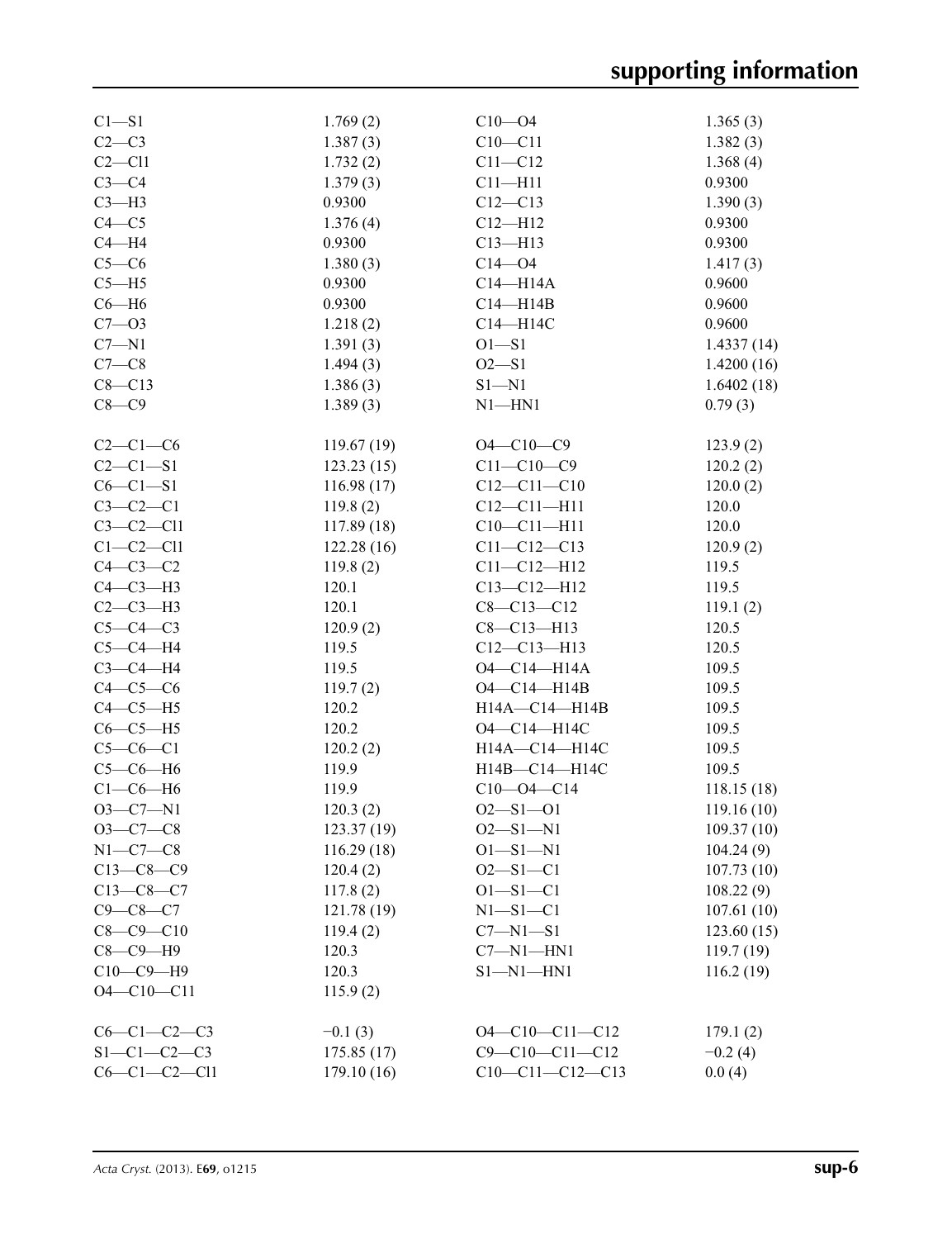| | | | |
|---|---|---|---|
| C1—S1 | 1.769 (2) | C10—O4 | 1.365 (3) |
| C2—C3 | 1.387 (3) | C10—C11 | 1.382 (3) |
| C2—Cl1 | 1.732 (2) | C11—C12 | 1.368 (4) |
| C3—C4 | 1.379 (3) | C11—H11 | 0.9300 |
| C3—H3 | 0.9300 | C12—C13 | 1.390 (3) |
| C4—C5 | 1.376 (4) | C12—H12 | 0.9300 |
| C4—H4 | 0.9300 | C13—H13 | 0.9300 |
| C5—C6 | 1.380 (3) | C14—O4 | 1.417 (3) |
| C5—H5 | 0.9300 | C14—H14A | 0.9600 |
| C6—H6 | 0.9300 | C14—H14B | 0.9600 |
| C7—O3 | 1.218 (2) | C14—H14C | 0.9600 |
| C7—N1 | 1.391 (3) | O1—S1 | 1.4337 (14) |
| C7—C8 | 1.494 (3) | O2—S1 | 1.4200 (16) |
| C8—C13 | 1.386 (3) | S1—N1 | 1.6402 (18) |
| C8—C9 | 1.389 (3) | N1—HN1 | 0.79 (3) |

| | | | |
|---|---|---|---|
| C2—C1—C6 | 119.67 (19) | O4—C10—C9 | 123.9 (2) |
| C2—C1—S1 | 123.23 (15) | C11—C10—C9 | 120.2 (2) |
| C6—C1—S1 | 116.98 (17) | C12—C11—C10 | 120.0 (2) |
| C3—C2—C1 | 119.8 (2) | C12—C11—H11 | 120.0 |
| C3—C2—Cl1 | 117.89 (18) | C10—C11—H11 | 120.0 |
| C1—C2—Cl1 | 122.28 (16) | C11—C12—C13 | 120.9 (2) |
| C4—C3—C2 | 119.8 (2) | C11—C12—H12 | 119.5 |
| C4—C3—H3 | 120.1 | C13—C12—H12 | 119.5 |
| C2—C3—H3 | 120.1 | C8—C13—C12 | 119.1 (2) |
| C5—C4—C3 | 120.9 (2) | C8—C13—H13 | 120.5 |
| C5—C4—H4 | 119.5 | C12—C13—H13 | 120.5 |
| C3—C4—H4 | 119.5 | O4—C14—H14A | 109.5 |
| C4—C5—C6 | 119.7 (2) | O4—C14—H14B | 109.5 |
| C4—C5—H5 | 120.2 | H14A—C14—H14B | 109.5 |
| C6—C5—H5 | 120.2 | O4—C14—H14C | 109.5 |
| C5—C6—C1 | 120.2 (2) | H14A—C14—H14C | 109.5 |
| C5—C6—H6 | 119.9 | H14B—C14—H14C | 109.5 |
| C1—C6—H6 | 119.9 | C10—O4—C14 | 118.15 (18) |
| O3—C7—N1 | 120.3 (2) | O2—S1—O1 | 119.16 (10) |
| O3—C7—C8 | 123.37 (19) | O2—S1—N1 | 109.37 (10) |
| N1—C7—C8 | 116.29 (18) | O1—S1—N1 | 104.24 (9) |
| C13—C8—C9 | 120.4 (2) | O2—S1—C1 | 107.73 (10) |
| C13—C8—C7 | 117.8 (2) | O1—S1—C1 | 108.22 (9) |
| C9—C8—C7 | 121.78 (19) | N1—S1—C1 | 107.61 (10) |
| C8—C9—C10 | 119.4 (2) | C7—N1—S1 | 123.60 (15) |
| C8—C9—H9 | 120.3 | C7—N1—HN1 | 119.7 (19) |
| C10—C9—H9 | 120.3 | S1—N1—HN1 | 116.2 (19) |
| O4—C10—C11 | 115.9 (2) | | |

| | | | |
|---|---|---|---|
| C6—C1—C2—C3 | −0.1 (3) | O4—C10—C11—C12 | 179.1 (2) |
| S1—C1—C2—C3 | 175.85 (17) | C9—C10—C11—C12 | −0.2 (4) |
| C6—C1—C2—Cl1 | 179.10 (16) | C10—C11—C12—C13 | 0.0 (4) |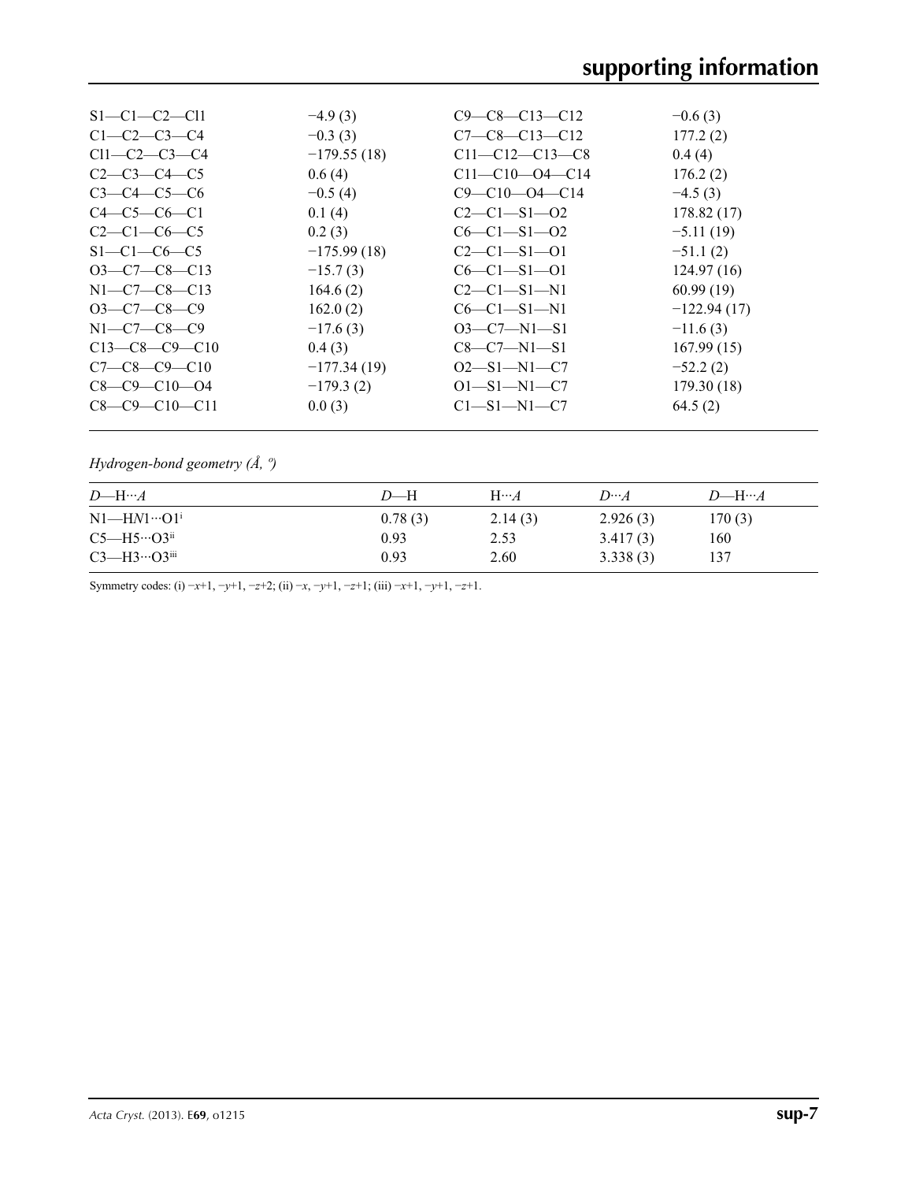| | | | |
|---|---|---|---|
| S1—C1—C2—Cl1 | −4.9 (3) | C9—C8—C13—C12 | −0.6 (3) |
| C1—C2—C3—C4 | −0.3 (3) | C7—C8—C13—C12 | 177.2 (2) |
| Cl1—C2—C3—C4 | −179.55 (18) | C11—C12—C13—C8 | 0.4 (4) |
| C2—C3—C4—C5 | 0.6 (4) | C11—C10—O4—C14 | 176.2 (2) |
| C3—C4—C5—C6 | −0.5 (4) | C9—C10—O4—C14 | −4.5 (3) |
| C4—C5—C6—C1 | 0.1 (4) | C2—C1—S1—O2 | 178.82 (17) |
| C2—C1—C6—C5 | 0.2 (3) | C6—C1—S1—O2 | −5.11 (19) |
| S1—C1—C6—C5 | −175.99 (18) | C2—C1—S1—O1 | −51.1 (2) |
| O3—C7—C8—C13 | −15.7 (3) | C6—C1—S1—O1 | 124.97 (16) |
| N1—C7—C8—C13 | 164.6 (2) | C2—C1—S1—N1 | 60.99 (19) |
| O3—C7—C8—C9 | 162.0 (2) | C6—C1—S1—N1 | −122.94 (17) |
| N1—C7—C8—C9 | −17.6 (3) | O3—C7—N1—S1 | −11.6 (3) |
| C13—C8—C9—C10 | 0.4 (3) | C8—C7—N1—S1 | 167.99 (15) |
| C7—C8—C9—C10 | −177.34 (19) | O2—S1—N1—C7 | −52.2 (2) |
| C8—C9—C10—O4 | −179.3 (2) | O1—S1—N1—C7 | 179.30 (18) |
| C8—C9—C10—C11 | 0.0 (3) | C1—S1—N1—C7 | 64.5 (2) |

*Hydrogen-bond geometry (Å, º)*

| *D*—H···*A* | *D*—H | H···*A* | *D*···*A* | *D*—H···*A* |
|---|---|---|---|---|
| N1—H*N*1···O1[i] | 0.78 (3) | 2.14 (3) | 2.926 (3) | 170 (3) |
| C5—H5···O3[ii] | 0.93 | 2.53 | 3.417 (3) | 160 |
| C3—H3···O3[iii] | 0.93 | 2.60 | 3.338 (3) | 137 |

Symmetry codes: (i) $-x+1, -y+1, -z+2$; (ii) $-x, -y+1, -z+1$; (iii) $-x+1, -y+1, -z+1$.